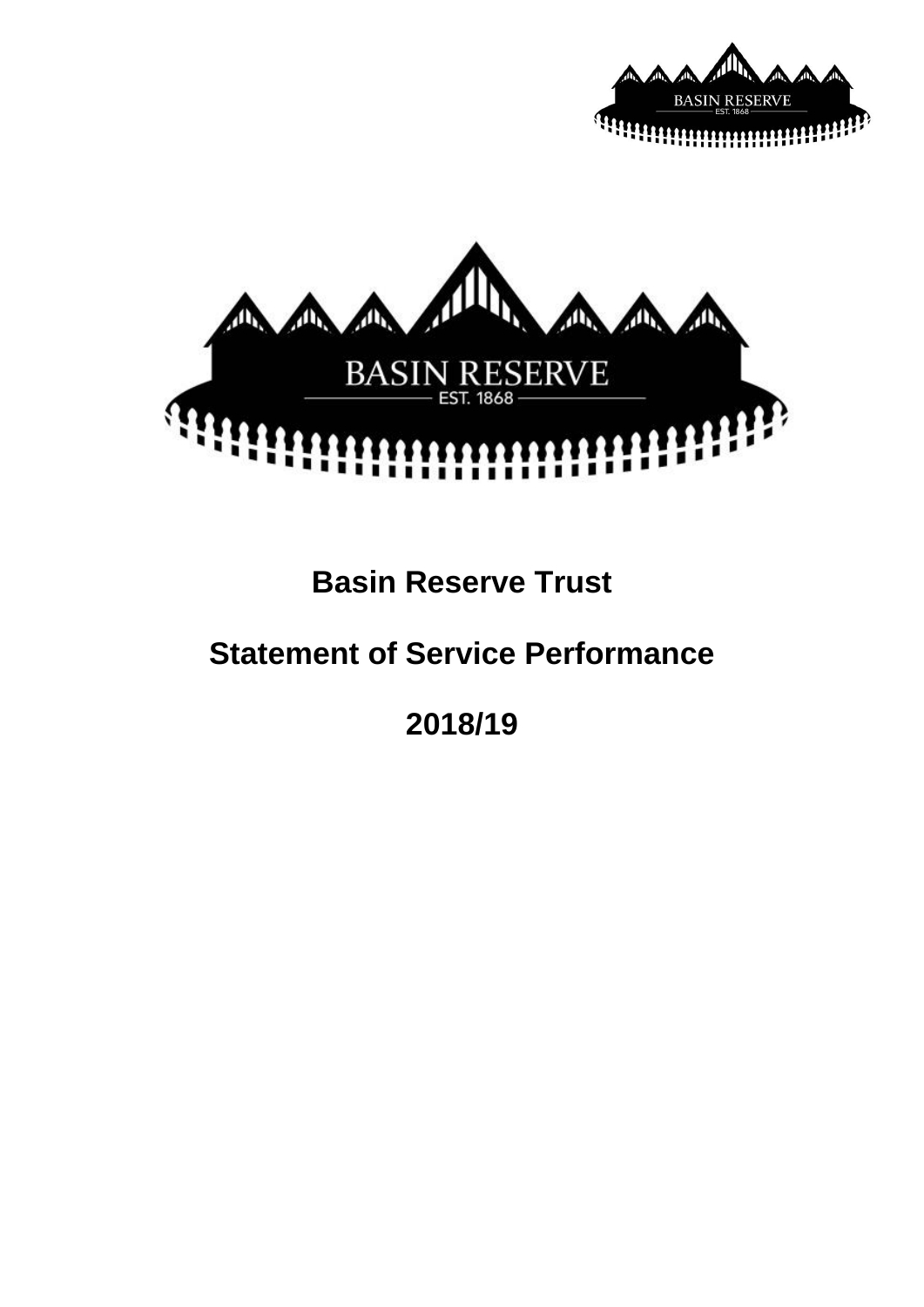# Basin Reserve Trust

# Statement of Service Performance

# 2018/19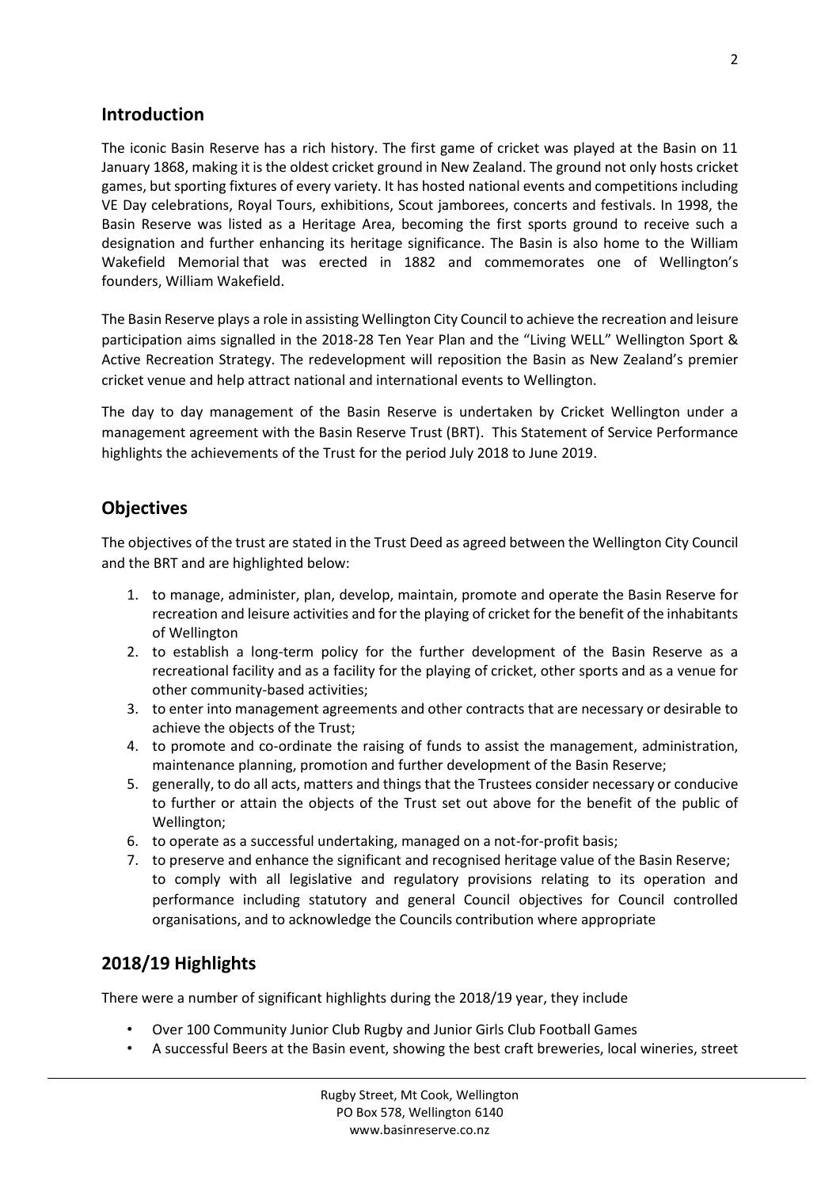## Introduction

The iconic Basin Reserve has a rich history. The first game of cricket was played at the Basin on 11 January 1868, making it is the oldest cricket ground in New Zealand. The ground not only hosts cricket games, but sporting fixtures of every variety. It has hosted national events and competitions including VE Day celebrations, Royal Tours, exhibitions, Scout jamborees, concerts and festivals. In 1998, the Basin Reserve was listed as a Heritage Area, becoming the first sports ground to receive such a designation and further enhancing its heritage significance. The Basin is also home to the William Wakefield Memorial that was erected in 1882 and commemorates one of Wellington's founders, William Wakefield.

The Basin Reserve plays a role in assisting Wellington City Council to achieve the recreation and leisure participation aims signalled in the 2018-28 Ten Year Plan and the "Living WELL" Wellington Sport & Active Recreation Strategy. The redevelopment will reposition the Basin as New Zealand's premier cricket venue and help attract national and international events to Wellington.

The day to day management of the Basin Reserve is undertaken by Cricket Wellington under a management agreement with the Basin Reserve Trust (BRT). This Statement of Service Performance highlights the achievements of the Trust for the period July 2018 to June 2019.

## Objectives

The objectives of the trust are stated in the Trust Deed as agreed between the Wellington City Council and the BRT and are highlighted below:

1. to manage, administer, plan, develop, maintain, promote and operate the Basin Reserve for recreation and leisure activities and for the playing of cricket for the benefit of the inhabitants of Wellington
2. to establish a long-term policy for the further development of the Basin Reserve as a recreational facility and as a facility for the playing of cricket, other sports and as a venue for other community-based activities;
3. to enter into management agreements and other contracts that are necessary or desirable to achieve the objects of the Trust;
4. to promote and co-ordinate the raising of funds to assist the management, administration, maintenance planning, promotion and further development of the Basin Reserve;
5. generally, to do all acts, matters and things that the Trustees consider necessary or conducive to further or attain the objects of the Trust set out above for the benefit of the public of Wellington;
6. to operate as a successful undertaking, managed on a not-for-profit basis;
7. to preserve and enhance the significant and recognised heritage value of the Basin Reserve; to comply with all legislative and regulatory provisions relating to its operation and performance including statutory and general Council objectives for Council controlled organisations, and to acknowledge the Councils contribution where appropriate

## 2018/19 Highlights

There were a number of significant highlights during the 2018/19 year, they include

- Over 100 Community Junior Club Rugby and Junior Girls Club Football Games
- A successful Beers at the Basin event, showing the best craft breweries, local wineries, street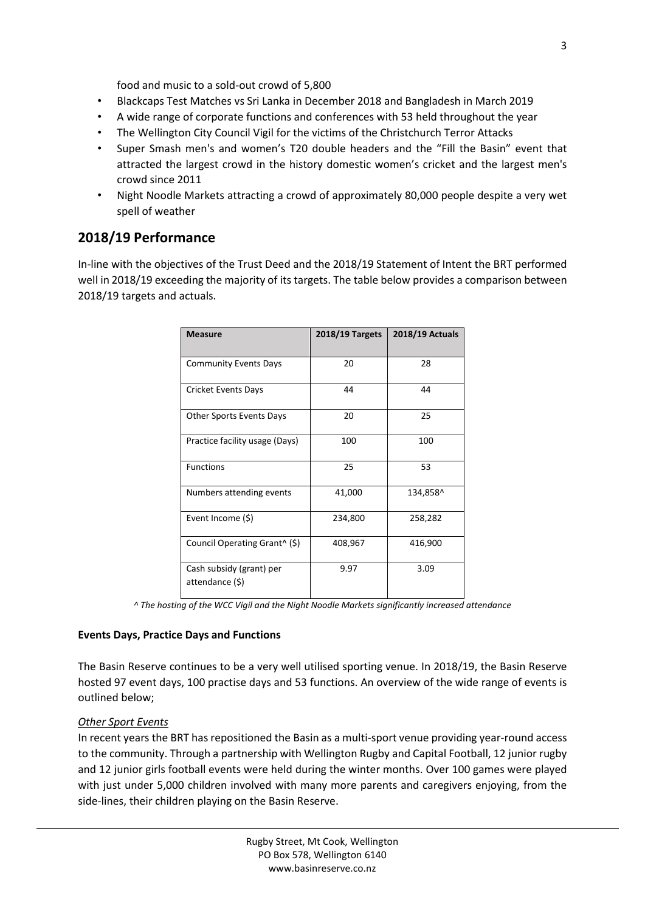food and music to a sold-out crowd of 5,800

- Blackcaps Test Matches vs Sri Lanka in December 2018 and Bangladesh in March 2019
- A wide range of corporate functions and conferences with 53 held throughout the year
- The Wellington City Council Vigil for the victims of the Christchurch Terror Attacks
- Super Smash men's and women's T20 double headers and the "Fill the Basin" event that attracted the largest crowd in the history domestic women's cricket and the largest men's crowd since 2011
- Night Noodle Markets attracting a crowd of approximately 80,000 people despite a very wet spell of weather

## 2018/19 Performance

In-line with the objectives of the Trust Deed and the 2018/19 Statement of Intent the BRT performed well in 2018/19 exceeding the majority of its targets. The table below provides a comparison between 2018/19 targets and actuals.

| Measure | 2018/19 Targets | 2018/19 Actuals |
|---|---|---|
| Community Events Days | 20 | 28 |
| Cricket Events Days | 44 | 44 |
| Other Sports Events Days | 20 | 25 |
| Practice facility usage (Days) | 100 | 100 |
| Functions | 25 | 53 |
| Numbers attending events | 41,000 | 134,858^ |
| Event Income ($) | 234,800 | 258,282 |
| Council Operating Grant^ ($) | 408,967 | 416,900 |
| Cash subsidy (grant) per attendance ($) | 9.97 | 3.09 |

*^ The hosting of the WCC Vigil and the Night Noodle Markets significantly increased attendance*

**Events Days, Practice Days and Functions**

The Basin Reserve continues to be a very well utilised sporting venue. In 2018/19, the Basin Reserve hosted 97 event days, 100 practise days and 53 functions. An overview of the wide range of events is outlined below;

*Other Sport Events*

In recent years the BRT has repositioned the Basin as a multi-sport venue providing year-round access to the community. Through a partnership with Wellington Rugby and Capital Football, 12 junior rugby and 12 junior girls football events were held during the winter months. Over 100 games were played with just under 5,000 children involved with many more parents and caregivers enjoying, from the side-lines, their children playing on the Basin Reserve.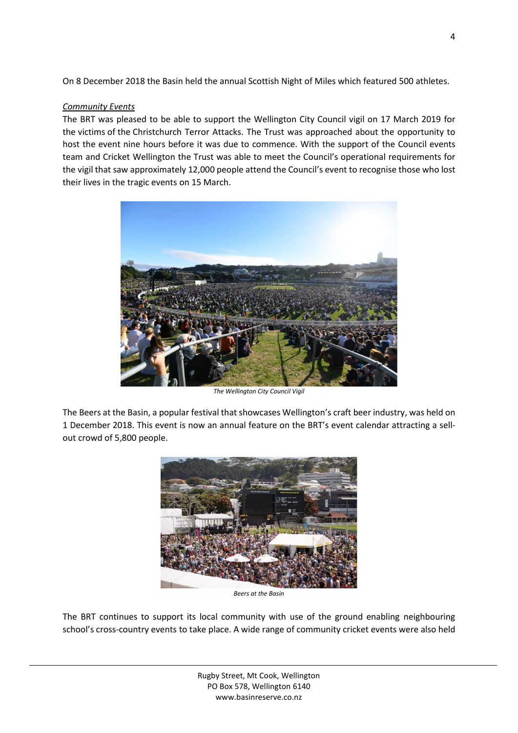On 8 December 2018 the Basin held the annual Scottish Night of Miles which featured 500 athletes.

*Community Events*

The BRT was pleased to be able to support the Wellington City Council vigil on 17 March 2019 for the victims of the Christchurch Terror Attacks. The Trust was approached about the opportunity to host the event nine hours before it was due to commence. With the support of the Council events team and Cricket Wellington the Trust was able to meet the Council's operational requirements for the vigil that saw approximately 12,000 people attend the Council's event to recognise those who lost their lives in the tragic events on 15 March.

*The Wellington City Council Vigil*

The Beers at the Basin, a popular festival that showcases Wellington's craft beer industry, was held on 1 December 2018. This event is now an annual feature on the BRT's event calendar attracting a sell-out crowd of 5,800 people.

*Beers at the Basin*

The BRT continues to support its local community with use of the ground enabling neighbouring school's cross-country events to take place. A wide range of community cricket events were also held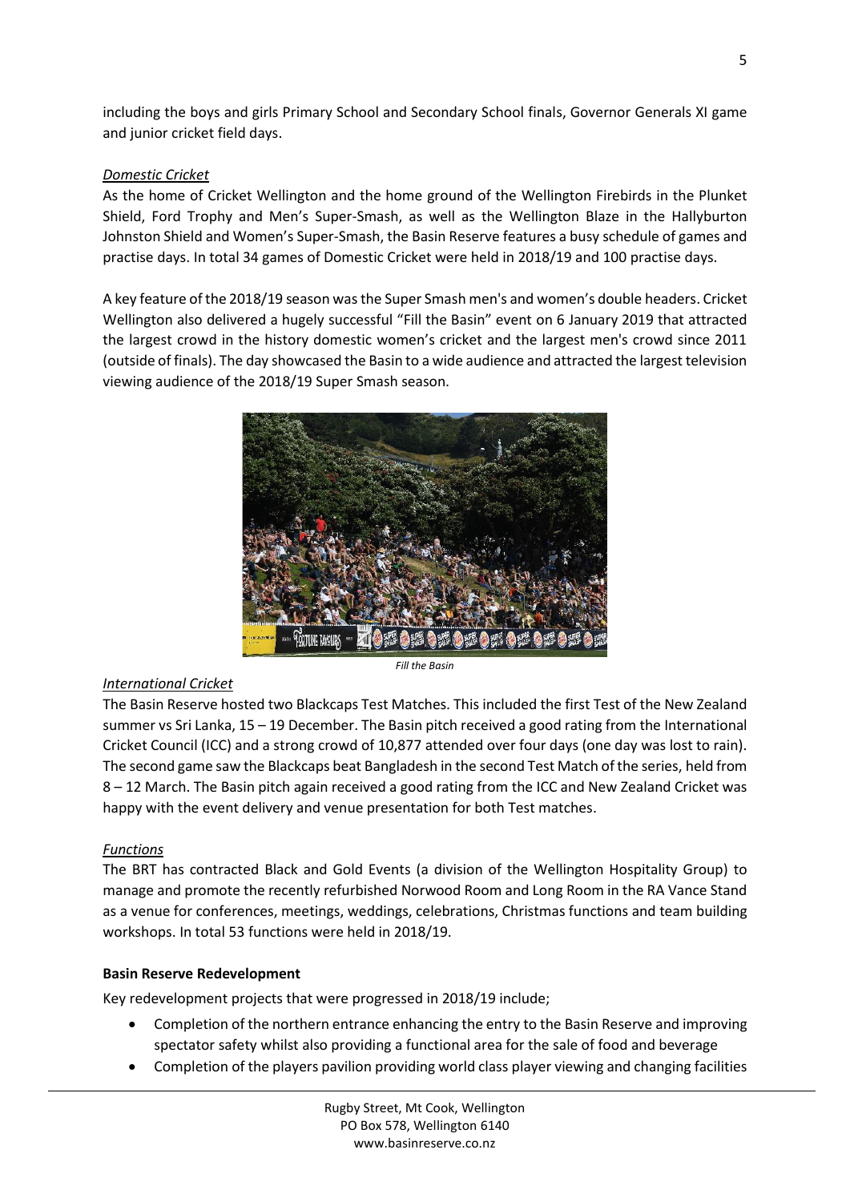including the boys and girls Primary School and Secondary School finals, Governor Generals XI game and junior cricket field days.

*Domestic Cricket*

As the home of Cricket Wellington and the home ground of the Wellington Firebirds in the Plunket Shield, Ford Trophy and Men's Super-Smash, as well as the Wellington Blaze in the Hallyburton Johnston Shield and Women's Super-Smash, the Basin Reserve features a busy schedule of games and practise days. In total 34 games of Domestic Cricket were held in 2018/19 and 100 practise days.

A key feature of the 2018/19 season was the Super Smash men's and women's double headers. Cricket Wellington also delivered a hugely successful "Fill the Basin" event on 6 January 2019 that attracted the largest crowd in the history domestic women's cricket and the largest men's crowd since 2011 (outside of finals). The day showcased the Basin to a wide audience and attracted the largest television viewing audience of the 2018/19 Super Smash season.

*Fill the Basin*

*International Cricket*

The Basin Reserve hosted two Blackcaps Test Matches. This included the first Test of the New Zealand summer vs Sri Lanka, 15 – 19 December. The Basin pitch received a good rating from the International Cricket Council (ICC) and a strong crowd of 10,877 attended over four days (one day was lost to rain). The second game saw the Blackcaps beat Bangladesh in the second Test Match of the series, held from 8 – 12 March. The Basin pitch again received a good rating from the ICC and New Zealand Cricket was happy with the event delivery and venue presentation for both Test matches.

*Functions*

The BRT has contracted Black and Gold Events (a division of the Wellington Hospitality Group) to manage and promote the recently refurbished Norwood Room and Long Room in the RA Vance Stand as a venue for conferences, meetings, weddings, celebrations, Christmas functions and team building workshops. In total 53 functions were held in 2018/19.

**Basin Reserve Redevelopment**

Key redevelopment projects that were progressed in 2018/19 include;

- Completion of the northern entrance enhancing the entry to the Basin Reserve and improving spectator safety whilst also providing a functional area for the sale of food and beverage
- Completion of the players pavilion providing world class player viewing and changing facilities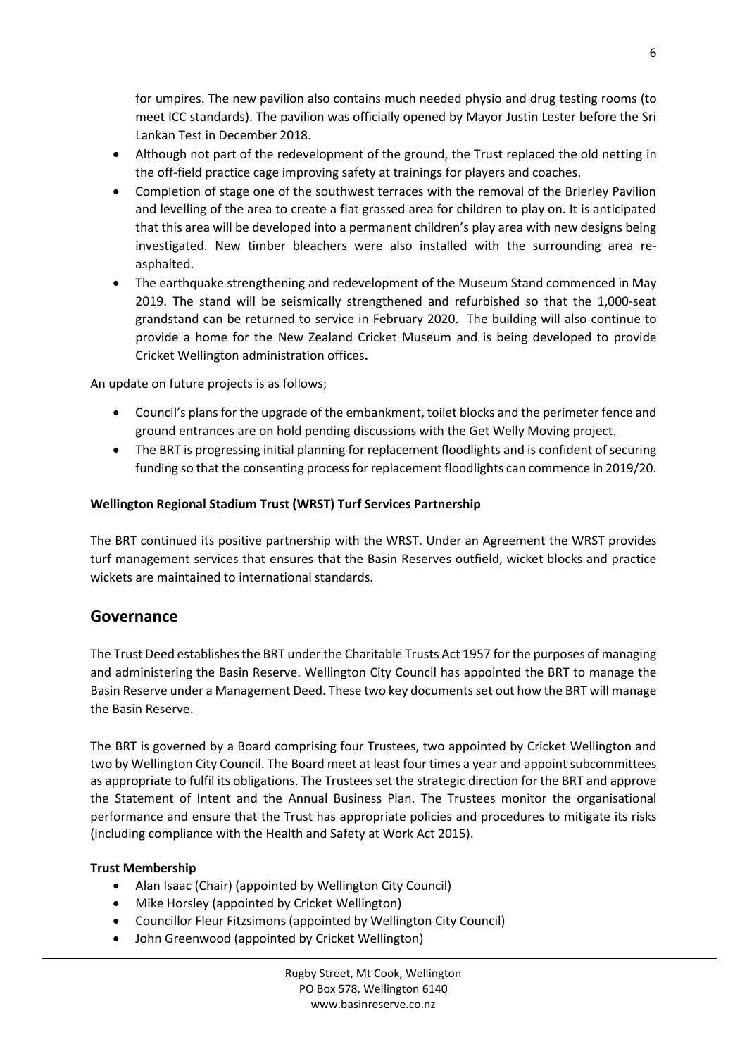for umpires. The new pavilion also contains much needed physio and drug testing rooms (to meet ICC standards). The pavilion was officially opened by Mayor Justin Lester before the Sri Lankan Test in December 2018.

- Although not part of the redevelopment of the ground, the Trust replaced the old netting in the off-field practice cage improving safety at trainings for players and coaches.
- Completion of stage one of the southwest terraces with the removal of the Brierley Pavilion and levelling of the area to create a flat grassed area for children to play on. It is anticipated that this area will be developed into a permanent children's play area with new designs being investigated. New timber bleachers were also installed with the surrounding area re-asphalted.
- The earthquake strengthening and redevelopment of the Museum Stand commenced in May 2019. The stand will be seismically strengthened and refurbished so that the 1,000-seat grandstand can be returned to service in February 2020. The building will also continue to provide a home for the New Zealand Cricket Museum and is being developed to provide Cricket Wellington administration offices**.**

An update on future projects is as follows;

- Council's plans for the upgrade of the embankment, toilet blocks and the perimeter fence and ground entrances are on hold pending discussions with the Get Welly Moving project.
- The BRT is progressing initial planning for replacement floodlights and is confident of securing funding so that the consenting process for replacement floodlights can commence in 2019/20.

**Wellington Regional Stadium Trust (WRST) Turf Services Partnership**

The BRT continued its positive partnership with the WRST. Under an Agreement the WRST provides turf management services that ensures that the Basin Reserves outfield, wicket blocks and practice wickets are maintained to international standards.

## Governance

The Trust Deed establishes the BRT under the Charitable Trusts Act 1957 for the purposes of managing and administering the Basin Reserve. Wellington City Council has appointed the BRT to manage the Basin Reserve under a Management Deed. These two key documents set out how the BRT will manage the Basin Reserve.

The BRT is governed by a Board comprising four Trustees, two appointed by Cricket Wellington and two by Wellington City Council. The Board meet at least four times a year and appoint subcommittees as appropriate to fulfil its obligations. The Trustees set the strategic direction for the BRT and approve the Statement of Intent and the Annual Business Plan. The Trustees monitor the organisational performance and ensure that the Trust has appropriate policies and procedures to mitigate its risks (including compliance with the Health and Safety at Work Act 2015).

**Trust Membership**

- Alan Isaac (Chair) (appointed by Wellington City Council)
- Mike Horsley (appointed by Cricket Wellington)
- Councillor Fleur Fitzsimons (appointed by Wellington City Council)
- John Greenwood (appointed by Cricket Wellington)

Rugby Street, Mt Cook, Wellington
PO Box 578, Wellington 6140
www.basinreserve.co.nz